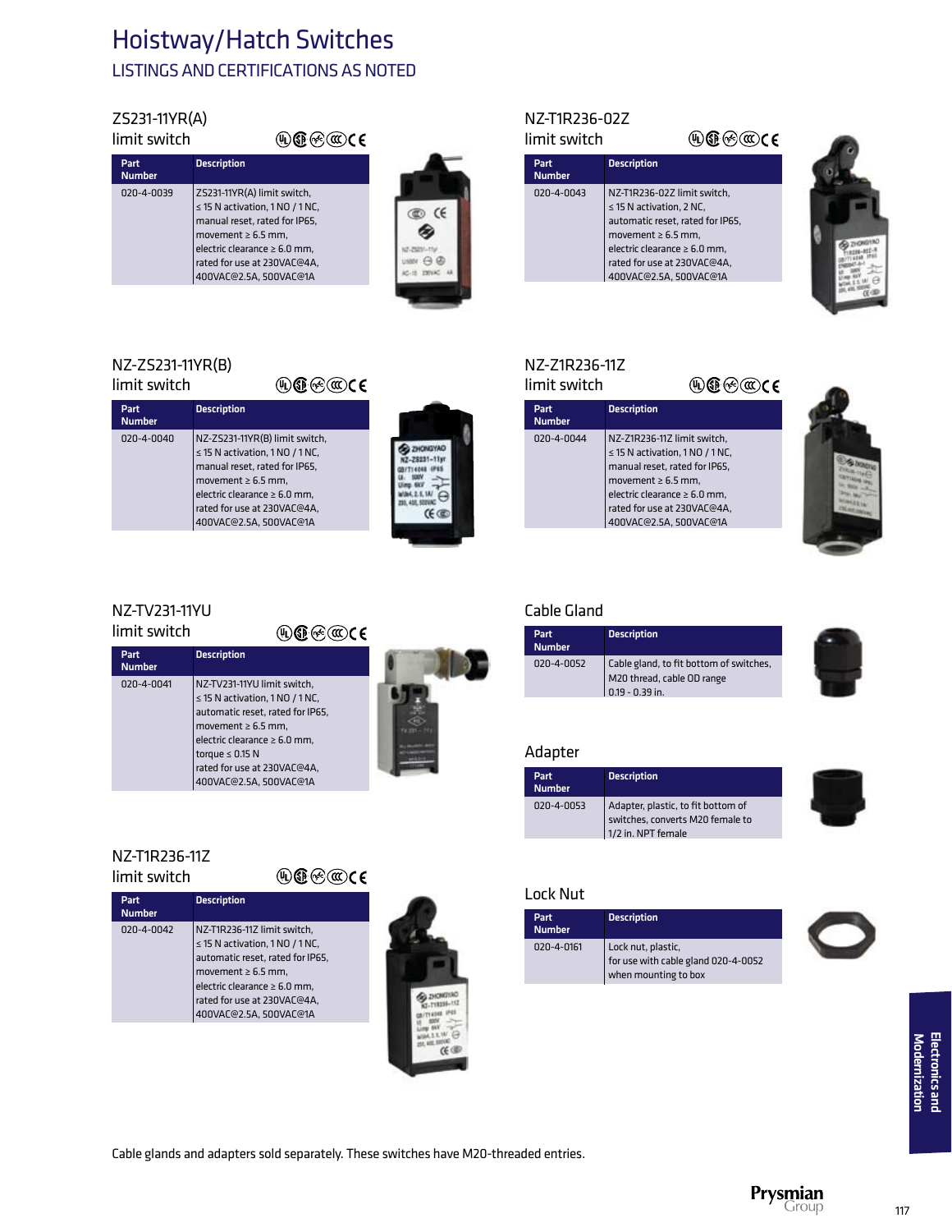# Hoistway/Hatch Switches

LISTINGS AND CERTIFICATIONS AS NOTED

## ZS231-11YR(A) limit switch

| Part Number | Description |
|---|---|
| 020-4-0039 | ZS231-11YR(A) limit switch, ≤ 15 N activation, 1 NO / 1 NC, manual reset, rated for IP65, movement ≥ 6.5 mm, electric clearance ≥ 6.0 mm, rated for use at 230VAC@4A, 400VAC@2.5A, 500VAC@1A |

## NZ-ZS231-11YR(B) limit switch

| Part Number | Description |
|---|---|
| 020-4-0040 | NZ-ZS231-11YR(B) limit switch, ≤ 15 N activation, 1 NO / 1 NC, manual reset, rated for IP65, movement ≥ 6.5 mm, electric clearance ≥ 6.0 mm, rated for use at 230VAC@4A, 400VAC@2.5A, 500VAC@1A |

## NZ-TV231-11YU limit switch

| Part Number | Description |
|---|---|
| 020-4-0041 | NZ-TV231-11YU limit switch, ≤ 15 N activation, 1 NO / 1 NC, automatic reset, rated for IP65, movement ≥ 6.5 mm, electric clearance ≥ 6.0 mm, torque ≤ 0.15 N rated for use at 230VAC@4A, 400VAC@2.5A, 500VAC@1A |

## NZ-T1R236-11Z limit switch

| Part Number | Description |
|---|---|
| 020-4-0042 | NZ-T1R236-11Z limit switch, ≤ 15 N activation, 1 NO / 1 NC, automatic reset, rated for IP65, movement ≥ 6.5 mm, electric clearance ≥ 6.0 mm, rated for use at 230VAC@4A, 400VAC@2.5A, 500VAC@1A |

## NZ-T1R236-02Z limit switch

| Part Number | Description |
|---|---|
| 020-4-0043 | NZ-T1R236-02Z limit switch, ≤ 15 N activation, 2 NC, automatic reset, rated for IP65, movement ≥ 6.5 mm, electric clearance ≥ 6.0 mm, rated for use at 230VAC@4A, 400VAC@2.5A, 500VAC@1A |

## NZ-Z1R236-11Z limit switch

| Part Number | Description |
|---|---|
| 020-4-0044 | NZ-Z1R236-11Z limit switch, ≤ 15 N activation, 1 NO / 1 NC, manual reset, rated for IP65, movement ≥ 6.5 mm, electric clearance ≥ 6.0 mm, rated for use at 230VAC@4A, 400VAC@2.5A, 500VAC@1A |

## Cable Gland

| Part Number | Description |
|---|---|
| 020-4-0052 | Cable gland, to fit bottom of switches, M20 thread, cable OD range 0.19 - 0.39 in. |

## Adapter

| Part Number | Description |
|---|---|
| 020-4-0053 | Adapter, plastic, to fit bottom of switches, converts M20 female to 1/2 in. NPT female |

## Lock Nut

| Part Number | Description |
|---|---|
| 020-4-0161 | Lock nut, plastic, for use with cable gland 020-4-0052 when mounting to box |

Cable glands and adapters sold separately. These switches have M20-threaded entries.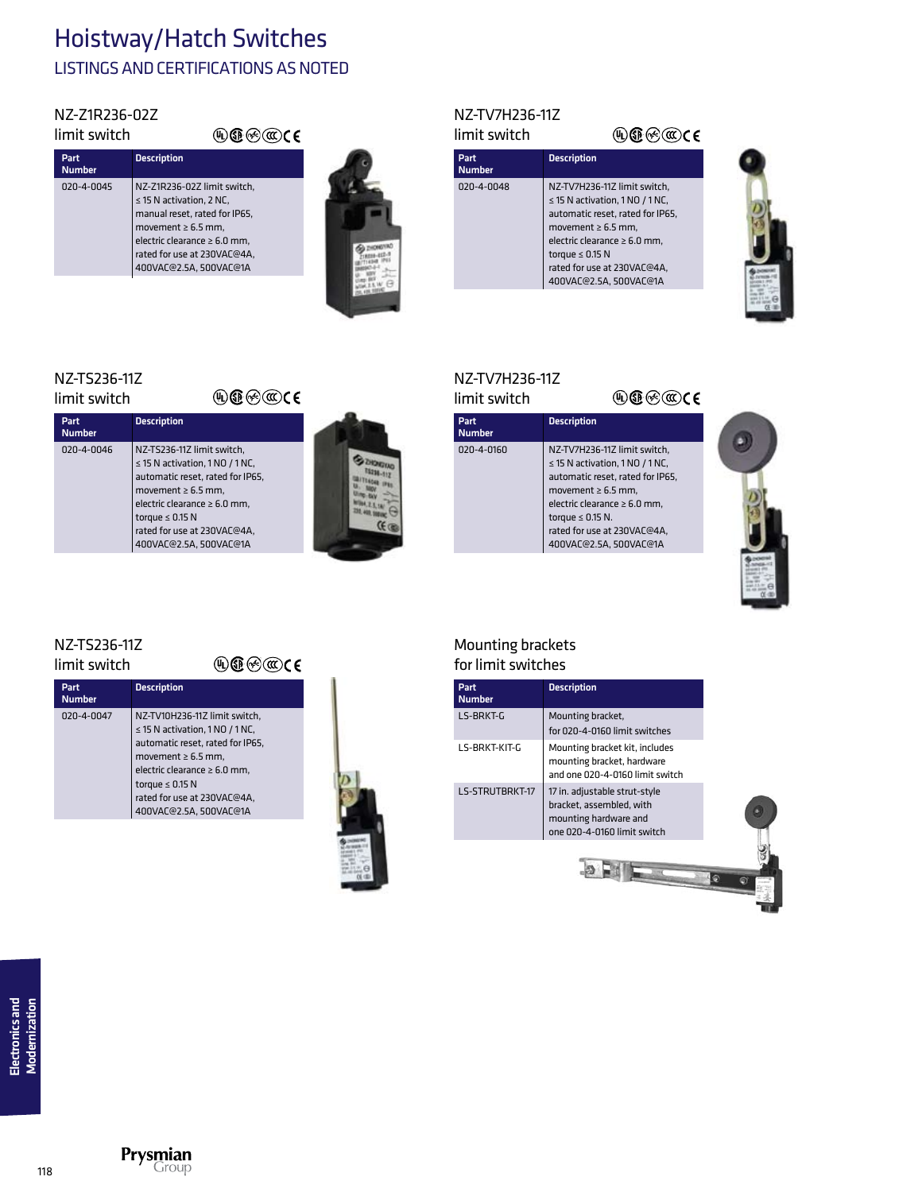# Hoistway/Hatch Switches

## LISTINGS AND CERTIFICATIONS AS NOTED

### NZ-Z1R236-02Z limit switch

| Part Number | Description |
|---|---|
| 020-4-0045 | NZ-Z1R236-02Z limit switch, ≤ 15 N activation, 2 NC, manual reset, rated for IP65, movement ≥ 6.5 mm, electric clearance ≥ 6.0 mm, rated for use at 230VAC@4A, 400VAC@2.5A, 500VAC@1A |

### NZ-TV7H236-11Z limit switch

| Part Number | Description |
|---|---|
| 020-4-0048 | NZ-TV7H236-11Z limit switch, ≤ 15 N activation, 1 NO / 1 NC, automatic reset, rated for IP65, movement ≥ 6.5 mm, electric clearance ≥ 6.0 mm, torque ≤ 0.15 N rated for use at 230VAC@4A, 400VAC@2.5A, 500VAC@1A |

### NZ-TS236-11Z limit switch

| Part Number | Description |
|---|---|
| 020-4-0046 | NZ-TS236-11Z limit switch, ≤ 15 N activation, 1 NO / 1 NC, automatic reset, rated for IP65, movement ≥ 6.5 mm, electric clearance ≥ 6.0 mm, torque ≤ 0.15 N rated for use at 230VAC@4A, 400VAC@2.5A, 500VAC@1A |

### NZ-TV7H236-11Z limit switch

| Part Number | Description |
|---|---|
| 020-4-0160 | NZ-TV7H236-11Z limit switch, ≤ 15 N activation, 1 NO / 1 NC, automatic reset, rated for IP65, movement ≥ 6.5 mm, electric clearance ≥ 6.0 mm, torque ≤ 0.15 N. rated for use at 230VAC@4A, 400VAC@2.5A, 500VAC@1A |

### NZ-TS236-11Z limit switch

| Part Number | Description |
|---|---|
| 020-4-0047 | NZ-TV10H236-11Z limit switch, ≤ 15 N activation, 1 NO / 1 NC, automatic reset, rated for IP65, movement ≥ 6.5 mm, electric clearance ≥ 6.0 mm, torque ≤ 0.15 N rated for use at 230VAC@4A, 400VAC@2.5A, 500VAC@1A |

### Mounting brackets for limit switches

| Part Number | Description |
|---|---|
| LS-BRKT-G | Mounting bracket, for 020-4-0160 limit switches |
| LS-BRKT-KIT-G | Mounting bracket kit, includes mounting bracket, hardware and one 020-4-0160 limit switch |
| LS-STRUTBRKT-17 | 17 in. adjustable strut-style bracket, assembled, with mounting hardware and one 020-4-0160 limit switch |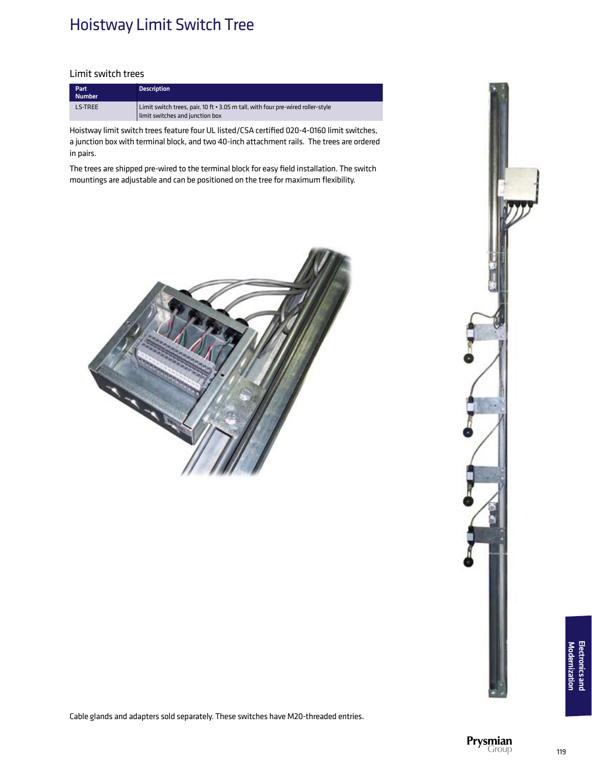# Hoistway Limit Switch Tree

## Limit switch trees

| Part Number | Description |
|---|---|
| LS-TREE | Limit switch trees, pair, 10 ft • 3.05 m tall, with four pre-wired roller-style limit switches and junction box |

Hoistway limit switch trees feature four UL listed/CSA certified 020-4-0160 limit switches, a junction box with terminal block, and two 40-inch attachment rails. The trees are ordered in pairs.

The trees are shipped pre-wired to the terminal block for easy field installation. The switch mountings are adjustable and can be positioned on the tree for maximum flexibility.

Cable glands and adapters sold separately. These switches have M20-threaded entries.